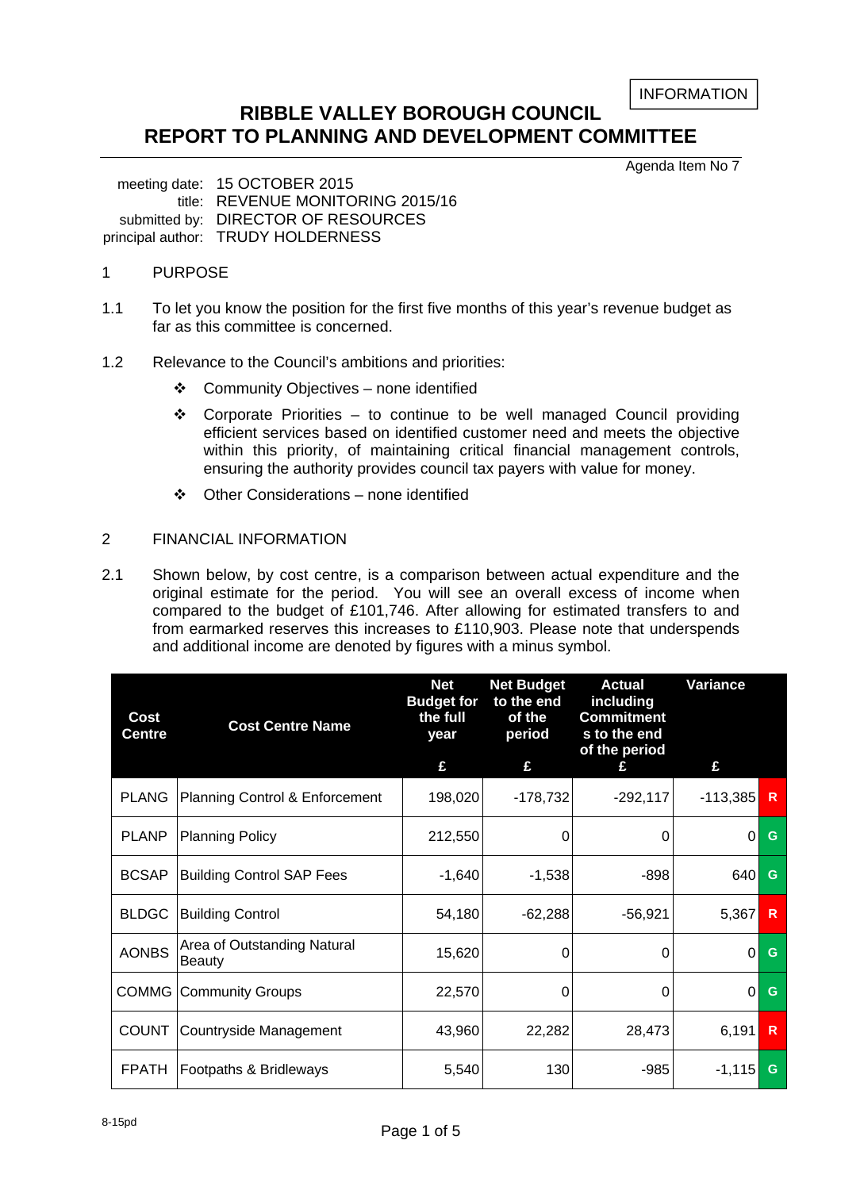INFORMATION

# RIBBLE VALLEY BOROUGH COUNCIL
# REPORT TO PLANNING AND DEVELOPMENT COMMITTEE

Agenda Item No 7

meeting date: 15 OCTOBER 2015
title: REVENUE MONITORING 2015/16
submitted by: DIRECTOR OF RESOURCES
principal author: TRUDY HOLDERNESS

## 1 PURPOSE

1.1 To let you know the position for the first five months of this year's revenue budget as far as this committee is concerned.

1.2 Relevance to the Council's ambitions and priorities:

- Community Objectives – none identified
- Corporate Priorities – to continue to be well managed Council providing efficient services based on identified customer need and meets the objective within this priority, of maintaining critical financial management controls, ensuring the authority provides council tax payers with value for money.
- Other Considerations – none identified

## 2 FINANCIAL INFORMATION

2.1 Shown below, by cost centre, is a comparison between actual expenditure and the original estimate for the period. You will see an overall excess of income when compared to the budget of £101,746. After allowing for estimated transfers to and from earmarked reserves this increases to £110,903. Please note that underspends and additional income are denoted by figures with a minus symbol.

| Cost Centre | Cost Centre Name | Net Budget for the full year £ | Net Budget to the end of the period £ | Actual including Commitments to the end of the period £ | Variance £ | |
|---|---|---|---|---|---|---|
| PLANG | Planning Control & Enforcement | 198,020 | -178,732 | -292,117 | -113,385 | R |
| PLANP | Planning Policy | 212,550 | 0 | 0 | 0 | G |
| BCSAP | Building Control SAP Fees | -1,640 | -1,538 | -898 | 640 | G |
| BLDGC | Building Control | 54,180 | -62,288 | -56,921 | 5,367 | R |
| AONBS | Area of Outstanding Natural Beauty | 15,620 | 0 | 0 | 0 | G |
| COMMG | Community Groups | 22,570 | 0 | 0 | 0 | G |
| COUNT | Countryside Management | 43,960 | 22,282 | 28,473 | 6,191 | R |
| FPATH | Footpaths & Bridleways | 5,540 | 130 | -985 | -1,115 | G |

8-15pd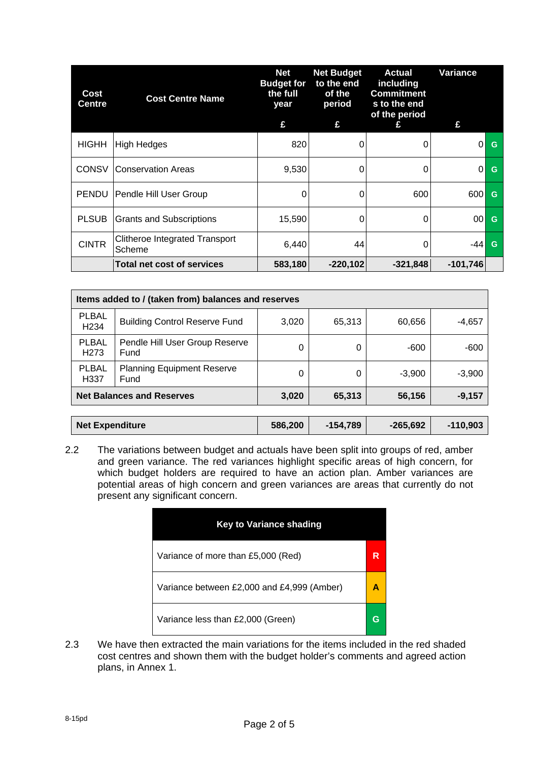| Cost Centre | Cost Centre Name | Net Budget for the full year £ | Net Budget to the end of the period £ | Actual including Commitments to the end of the period £ | Variance £ | |
|---|---|---|---|---|---|---|
| HIGHH | High Hedges | 820 | 0 | 0 | 0 | G |
| CONSV | Conservation Areas | 9,530 | 0 | 0 | 0 | G |
| PENDU | Pendle Hill User Group | 0 | 0 | 600 | 600 | G |
| PLSUB | Grants and Subscriptions | 15,590 | 0 | 0 | 00 | G |
| CINTR | Clitheroe Integrated Transport Scheme | 6,440 | 44 | 0 | -44 | G |
| | **Total net cost of services** | **583,180** | **-220,102** | **-321,848** | **-101,746** | |

| **Items added to / (taken from) balances and reserves** | | | | | |
|---|---|---|---|---|---|
| PLBAL H234 | Building Control Reserve Fund | 3,020 | 65,313 | 60,656 | -4,657 |
| PLBAL H273 | Pendle Hill User Group Reserve Fund | 0 | 0 | -600 | -600 |
| PLBAL H337 | Planning Equipment Reserve Fund | 0 | 0 | -3,900 | -3,900 |
| **Net Balances and Reserves** | | **3,020** | **65,313** | **56,156** | **-9,157** |

| **Net Expenditure** | **586,200** | **-154,789** | **-265,692** | **-110,903** |
|---|---|---|---|---|

2.2 The variations between budget and actuals have been split into groups of red, amber and green variance. The red variances highlight specific areas of high concern, for which budget holders are required to have an action plan. Amber variances are potential areas of high concern and green variances are areas that currently do not present any significant concern.

| Key to Variance shading | |
|---|---|
| Variance of more than £5,000 (Red) | R |
| Variance between £2,000 and £4,999 (Amber) | A |
| Variance less than £2,000 (Green) | G |

2.3 We have then extracted the main variations for the items included in the red shaded cost centres and shown them with the budget holder's comments and agreed action plans, in Annex 1.

8-15pd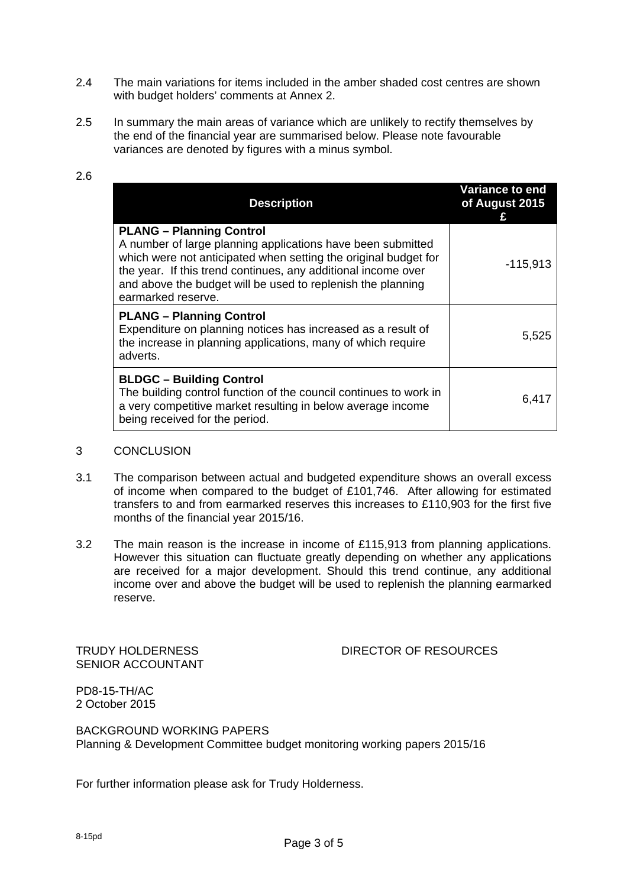2.4 The main variations for items included in the amber shaded cost centres are shown with budget holders' comments at Annex 2.

2.5 In summary the main areas of variance which are unlikely to rectify themselves by the end of the financial year are summarised below. Please note favourable variances are denoted by figures with a minus symbol.

2.6

| Description | Variance to end of August 2015 £ |
|---|---|
| **PLANG – Planning Control** A number of large planning applications have been submitted which were not anticipated when setting the original budget for the year. If this trend continues, any additional income over and above the budget will be used to replenish the planning earmarked reserve. | -115,913 |
| **PLANG – Planning Control** Expenditure on planning notices has increased as a result of the increase in planning applications, many of which require adverts. | 5,525 |
| **BLDGC – Building Control** The building control function of the council continues to work in a very competitive market resulting in below average income being received for the period. | 6,417 |

## 3 CONCLUSION

3.1 The comparison between actual and budgeted expenditure shows an overall excess of income when compared to the budget of £101,746. After allowing for estimated transfers to and from earmarked reserves this increases to £110,903 for the first five months of the financial year 2015/16.

3.2 The main reason is the increase in income of £115,913 from planning applications. However this situation can fluctuate greatly depending on whether any applications are received for a major development. Should this trend continue, any additional income over and above the budget will be used to replenish the planning earmarked reserve.

TRUDY HOLDERNESS
SENIOR ACCOUNTANT

DIRECTOR OF RESOURCES

PD8-15-TH/AC
2 October 2015

BACKGROUND WORKING PAPERS
Planning & Development Committee budget monitoring working papers 2015/16

For further information please ask for Trudy Holderness.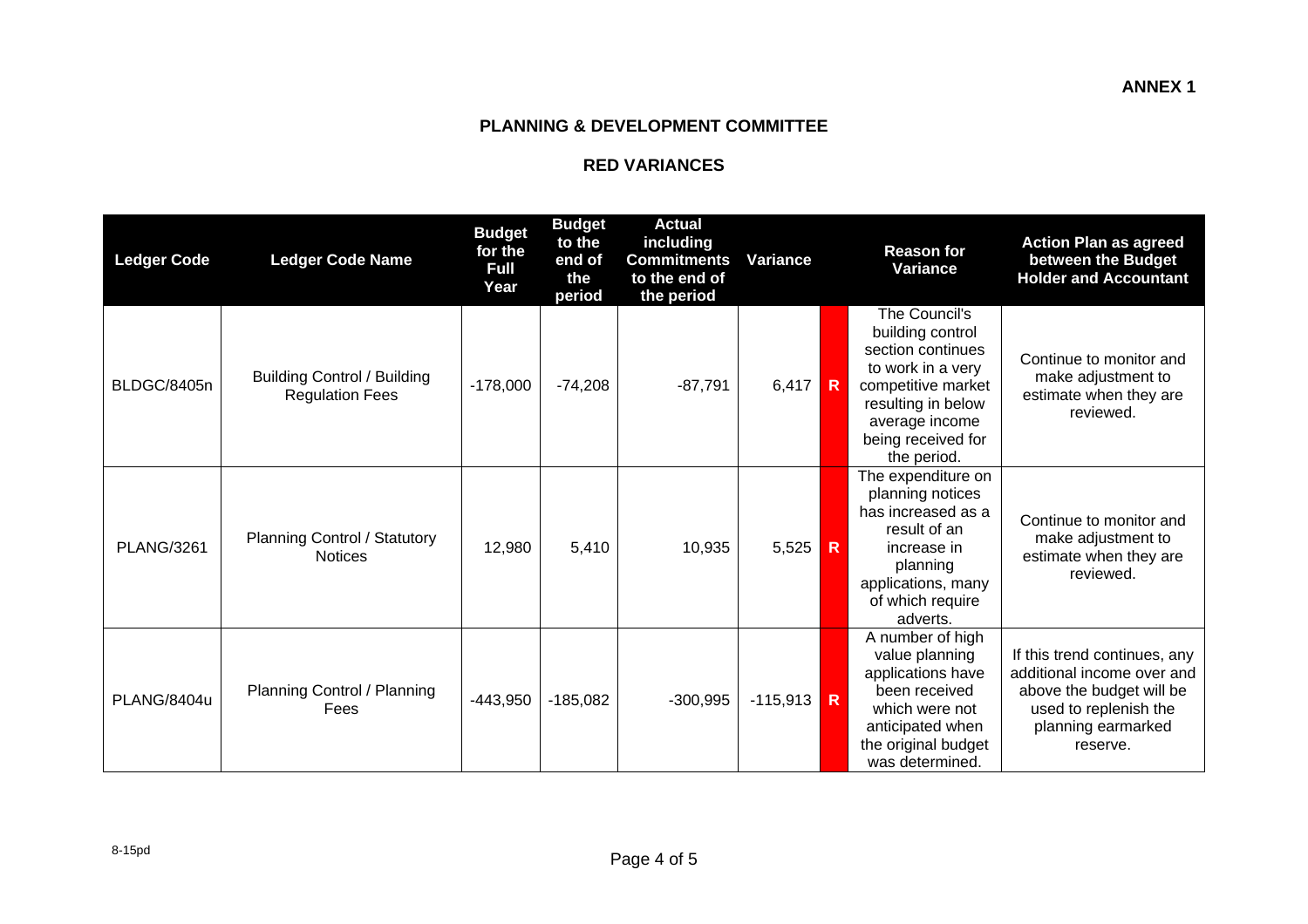**ANNEX 1**

## PLANNING & DEVELOPMENT COMMITTEE

## RED VARIANCES

| Ledger Code | Ledger Code Name | Budget for the Full Year | Budget to the end of the period | Actual including Commitments to the end of the period | Variance | | Reason for Variance | Action Plan as agreed between the Budget Holder and Accountant |
|---|---|---|---|---|---|---|---|---|
| BLDGC/8405n | Building Control / Building Regulation Fees | -178,000 | -74,208 | -87,791 | 6,417 | R | The Council's building control section continues to work in a very competitive market resulting in below average income being received for the period. | Continue to monitor and make adjustment to estimate when they are reviewed. |
| PLANG/3261 | Planning Control / Statutory Notices | 12,980 | 5,410 | 10,935 | 5,525 | R | The expenditure on planning notices has increased as a result of an increase in planning applications, many of which require adverts. | Continue to monitor and make adjustment to estimate when they are reviewed. |
| PLANG/8404u | Planning Control / Planning Fees | -443,950 | -185,082 | -300,995 | -115,913 | R | A number of high value planning applications have been received which were not anticipated when the original budget was determined. | If this trend continues, any additional income over and above the budget will be used to replenish the planning earmarked reserve. |

8-15pd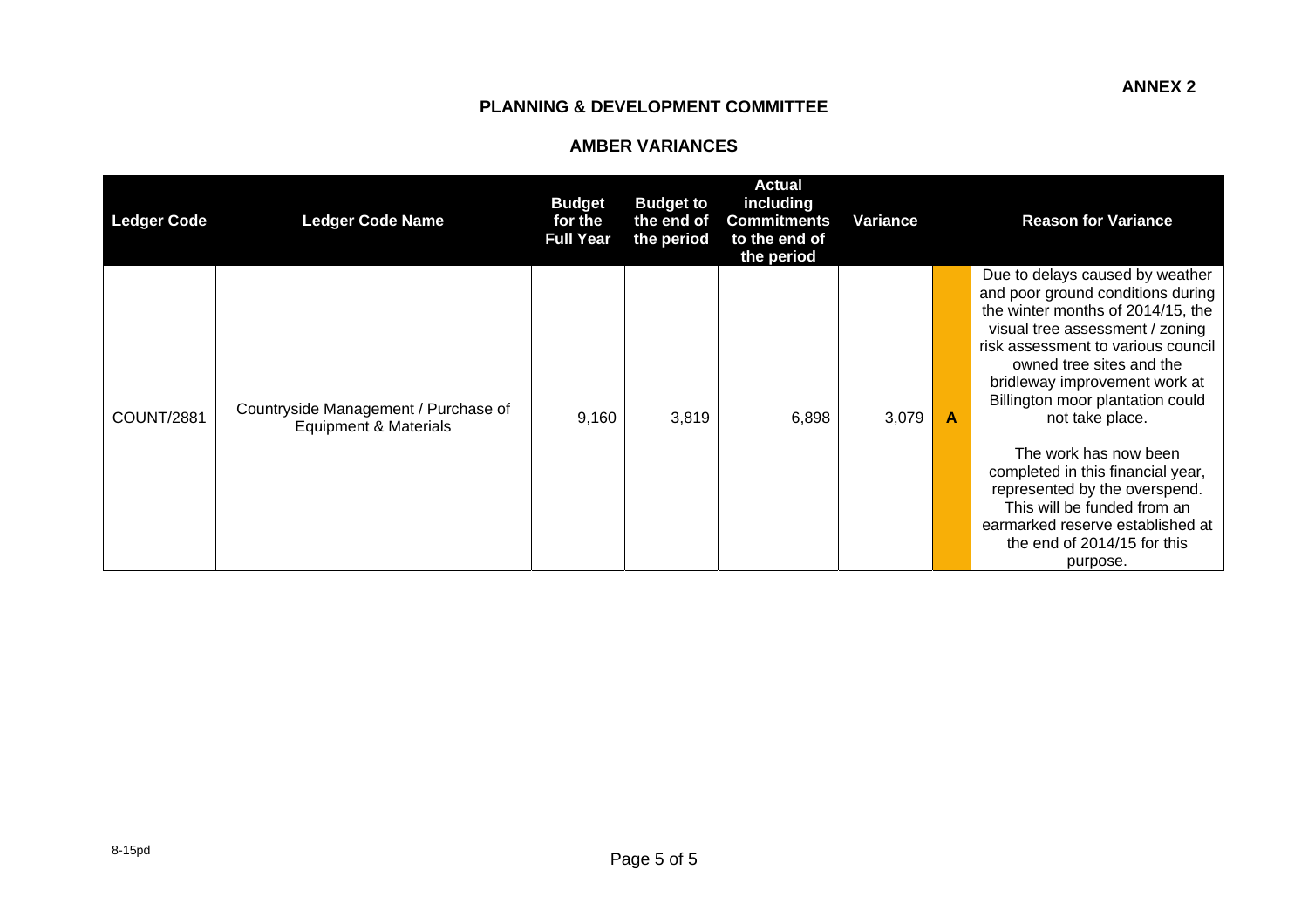**ANNEX 2**

## PLANNING & DEVELOPMENT COMMITTEE

### AMBER VARIANCES

| Ledger Code | Ledger Code Name | Budget for the Full Year | Budget to the end of the period | Actual including Commitments to the end of the period | Variance | | Reason for Variance |
|---|---|---|---|---|---|---|---|
| COUNT/2881 | Countryside Management / Purchase of Equipment & Materials | 9,160 | 3,819 | 6,898 | 3,079 | A | Due to delays caused by weather and poor ground conditions during the winter months of 2014/15, the visual tree assessment / zoning risk assessment to various council owned tree sites and the bridleway improvement work at Billington moor plantation could not take place.<br><br>The work has now been completed in this financial year, represented by the overspend. This will be funded from an earmarked reserve established at the end of 2014/15 for this purpose. |

8-15pd